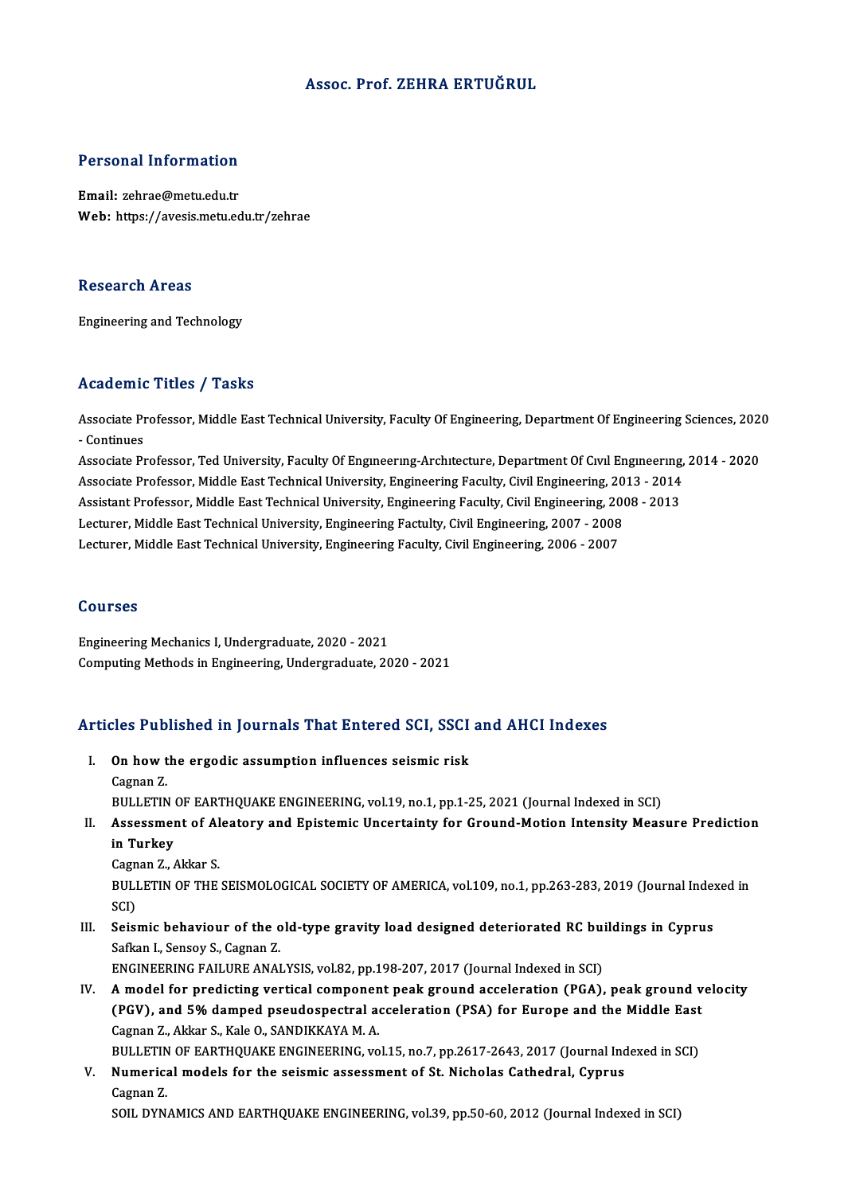# Assoc. Prof. ZEHRA ERTUĞRUL

## Personal Information

**Email:** zehrae@metu.edu.tr
**Web:** https://avesis.metu.edu.tr/zehrae

## Research Areas

Engineering and Technology

## Academic Titles / Tasks

Associate Professor, Middle East Technical University, Faculty Of Engineering, Department Of Engineering Sciences, 2020 - Continues
Associate Professor, Ted University, Faculty Of Engıneerıng-Archıtecture, Department Of Cıvıl Engıneerıng, 2014 - 2020
Associate Professor, Middle East Technical University, Engineering Faculty, Civil Engineering, 2013 - 2014
Assistant Professor, Middle East Technical University, Engineering Faculty, Civil Engineering, 2008 - 2013
Lecturer, Middle East Technical University, Engineering Factulty, Civil Engineering, 2007 - 2008
Lecturer, Middle East Technical University, Engineering Faculty, Civil Engineering, 2006 - 2007

## Courses

Engineering Mechanics I, Undergraduate, 2020 - 2021
Computing Methods in Engineering, Undergraduate, 2020 - 2021

## Articles Published in Journals That Entered SCI, SSCI and AHCI Indexes

I. **On how the ergodic assumption influences seismic risk**
Cagnan Z.
BULLETIN OF EARTHQUAKE ENGINEERING, vol.19, no.1, pp.1-25, 2021 (Journal Indexed in SCI)

II. **Assessment of Aleatory and Epistemic Uncertainty for Ground-Motion Intensity Measure Prediction in Turkey**
Cagnan Z., Akkar S.
BULLETIN OF THE SEISMOLOGICAL SOCIETY OF AMERICA, vol.109, no.1, pp.263-283, 2019 (Journal Indexed in SCI)

III. **Seismic behaviour of the old-type gravity load designed deteriorated RC buildings in Cyprus**
Safkan I., Sensoy S., Cagnan Z.
ENGINEERING FAILURE ANALYSIS, vol.82, pp.198-207, 2017 (Journal Indexed in SCI)

IV. **A model for predicting vertical component peak ground acceleration (PGA), peak ground velocity (PGV), and 5% damped pseudospectral acceleration (PSA) for Europe and the Middle East**
Cagnan Z., Akkar S., Kale O., SANDIKKAYA M. A.
BULLETIN OF EARTHQUAKE ENGINEERING, vol.15, no.7, pp.2617-2643, 2017 (Journal Indexed in SCI)

V. **Numerical models for the seismic assessment of St. Nicholas Cathedral, Cyprus**
Cagnan Z.
SOIL DYNAMICS AND EARTHQUAKE ENGINEERING, vol.39, pp.50-60, 2012 (Journal Indexed in SCI)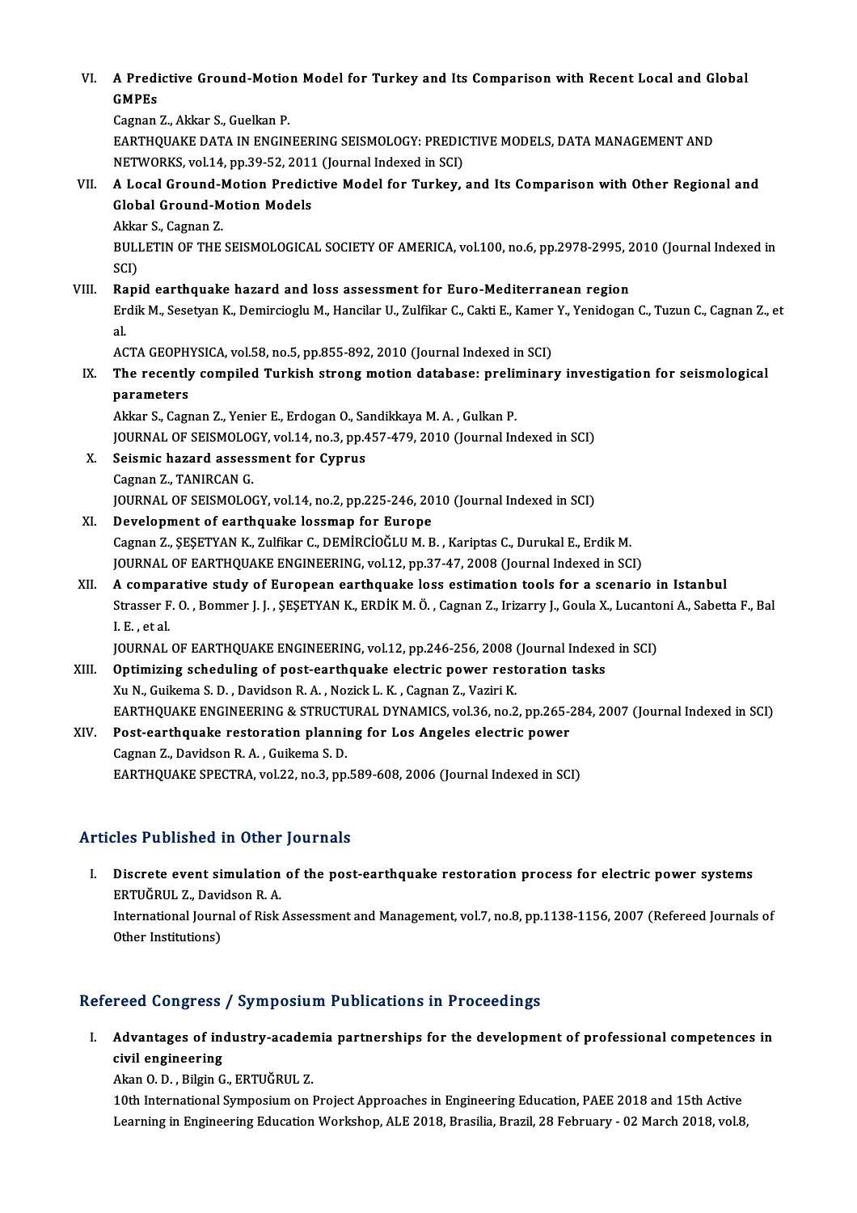VI. **A Predictive Ground-Motion Model for Turkey and Its Comparison with Recent Local and Global GMPEs**
Cagnan Z., Akkar S., Guelkan P.
EARTHQUAKE DATA IN ENGINEERING SEISMOLOGY: PREDICTIVE MODELS, DATA MANAGEMENT AND NETWORKS, vol.14, pp.39-52, 2011 (Journal Indexed in SCI)

VII. **A Local Ground-Motion Predictive Model for Turkey, and Its Comparison with Other Regional and Global Ground-Motion Models**
Akkar S., Cagnan Z.
BULLETIN OF THE SEISMOLOGICAL SOCIETY OF AMERICA, vol.100, no.6, pp.2978-2995, 2010 (Journal Indexed in SCI)

VIII. **Rapid earthquake hazard and loss assessment for Euro-Mediterranean region**
Erdik M., Sesetyan K., Demircioglu M., Hancilar U., Zulfikar C., Cakti E., Kamer Y., Yenidogan C., Tuzun C., Cagnan Z., et al.
ACTA GEOPHYSICA, vol.58, no.5, pp.855-892, 2010 (Journal Indexed in SCI)

IX. **The recently compiled Turkish strong motion database: preliminary investigation for seismological parameters**
Akkar S., Cagnan Z., Yenier E., Erdogan O., Sandikkaya M. A. , Gulkan P.
JOURNAL OF SEISMOLOGY, vol.14, no.3, pp.457-479, 2010 (Journal Indexed in SCI)

X. **Seismic hazard assessment for Cyprus**
Cagnan Z., TANIRCAN G.
JOURNAL OF SEISMOLOGY, vol.14, no.2, pp.225-246, 2010 (Journal Indexed in SCI)

XI. **Development of earthquake lossmap for Europe**
Cagnan Z., ŞEŞETYAN K., Zulfikar C., DEMİRCİOĞLU M. B. , Kariptas C., Durukal E., Erdik M.
JOURNAL OF EARTHQUAKE ENGINEERING, vol.12, pp.37-47, 2008 (Journal Indexed in SCI)

XII. **A comparative study of European earthquake loss estimation tools for a scenario in Istanbul**
Strasser F. O. , Bommer J. J. , ŞEŞETYAN K., ERDİK M. Ö. , Cagnan Z., Irizarry J., Goula X., Lucantoni A., Sabetta F., Bal I. E. , et al.
JOURNAL OF EARTHQUAKE ENGINEERING, vol.12, pp.246-256, 2008 (Journal Indexed in SCI)

XIII. **Optimizing scheduling of post-earthquake electric power restoration tasks**
Xu N., Guikema S. D. , Davidson R. A. , Nozick L. K. , Cagnan Z., Vaziri K.
EARTHQUAKE ENGINEERING & STRUCTURAL DYNAMICS, vol.36, no.2, pp.265-284, 2007 (Journal Indexed in SCI)

XIV. **Post-earthquake restoration planning for Los Angeles electric power**
Cagnan Z., Davidson R. A. , Guikema S. D.
EARTHQUAKE SPECTRA, vol.22, no.3, pp.589-608, 2006 (Journal Indexed in SCI)

## Articles Published in Other Journals

I. **Discrete event simulation of the post-earthquake restoration process for electric power systems**
ERTUĞRUL Z., Davidson R. A.
International Journal of Risk Assessment and Management, vol.7, no.8, pp.1138-1156, 2007 (Refereed Journals of Other Institutions)

## Refereed Congress / Symposium Publications in Proceedings

I. **Advantages of industry-academia partnerships for the development of professional competences in civil engineering**
Akan O. D. , Bilgin G., ERTUĞRUL Z.
10th International Symposium on Project Approaches in Engineering Education, PAEE 2018 and 15th Active Learning in Engineering Education Workshop, ALE 2018, Brasilia, Brazil, 28 February - 02 March 2018, vol.8,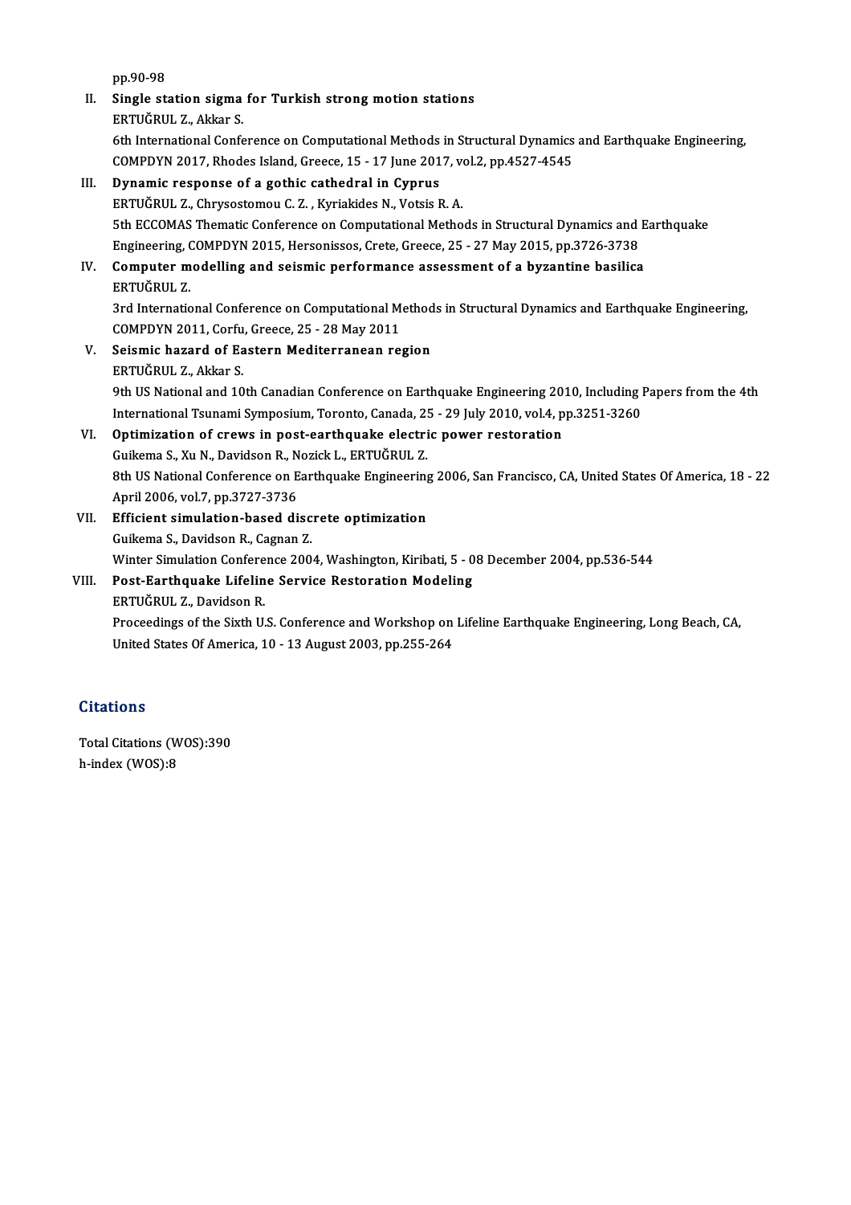pp.90-98

II. **Single station sigma for Turkish strong motion stations**
ERTUĞRUL Z., Akkar S.
6th International Conference on Computational Methods in Structural Dynamics and Earthquake Engineering, COMPDYN 2017, Rhodes Island, Greece, 15 - 17 June 2017, vol.2, pp.4527-4545

III. **Dynamic response of a gothic cathedral in Cyprus**
ERTUĞRUL Z., Chrysostomou C. Z. , Kyriakides N., Votsis R. A.
5th ECCOMAS Thematic Conference on Computational Methods in Structural Dynamics and Earthquake Engineering, COMPDYN 2015, Hersonissos, Crete, Greece, 25 - 27 May 2015, pp.3726-3738

IV. **Computer modelling and seismic performance assessment of a byzantine basilica**
ERTUĞRUL Z.
3rd International Conference on Computational Methods in Structural Dynamics and Earthquake Engineering, COMPDYN 2011, Corfu, Greece, 25 - 28 May 2011

V. **Seismic hazard of Eastern Mediterranean region**
ERTUĞRUL Z., Akkar S.
9th US National and 10th Canadian Conference on Earthquake Engineering 2010, Including Papers from the 4th International Tsunami Symposium, Toronto, Canada, 25 - 29 July 2010, vol.4, pp.3251-3260

VI. **Optimization of crews in post-earthquake electric power restoration**
Guikema S., Xu N., Davidson R., Nozick L., ERTUĞRUL Z.
8th US National Conference on Earthquake Engineering 2006, San Francisco, CA, United States Of America, 18 - 22 April 2006, vol.7, pp.3727-3736

VII. **Efficient simulation-based discrete optimization**
Guikema S., Davidson R., Cagnan Z.
Winter Simulation Conference 2004, Washington, Kiribati, 5 - 08 December 2004, pp.536-544

VIII. **Post-Earthquake Lifeline Service Restoration Modeling**
ERTUĞRUL Z., Davidson R.
Proceedings of the Sixth U.S. Conference and Workshop on Lifeline Earthquake Engineering, Long Beach, CA, United States Of America, 10 - 13 August 2003, pp.255-264

## Citations

Total Citations (WOS):390
h-index (WOS):8